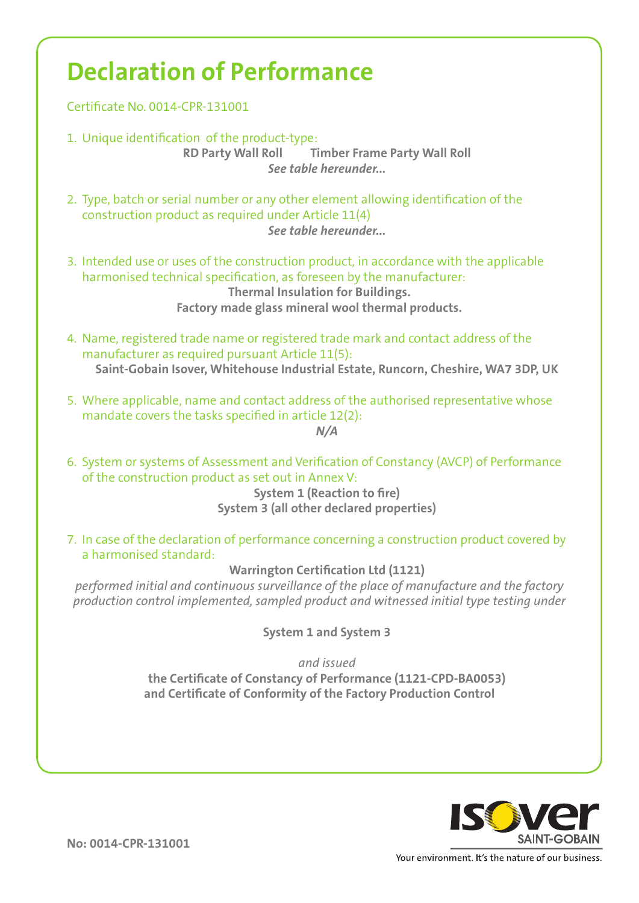# Declaration of Performance

Certificate No. 0014-CPR-131001

1. Unique identification of the product-type:

   **RD Party Wall Roll** **Timber Frame Party Wall Roll**

   ***See table hereunder...***

2. Type, batch or serial number or any other element allowing identification of the construction product as required under Article 11(4)

   ***See table hereunder...***

3. Intended use or uses of the construction product, in accordance with the applicable harmonised technical specification, as foreseen by the manufacturer:

   **Thermal Insulation for Buildings.**

   **Factory made glass mineral wool thermal products.**

4. Name, registered trade name or registered trade mark and contact address of the manufacturer as required pursuant Article 11(5):

   **Saint-Gobain Isover, Whitehouse Industrial Estate, Runcorn, Cheshire, WA7 3DP, UK**

5. Where applicable, name and contact address of the authorised representative whose mandate covers the tasks specified in article 12(2):

   ***N/A***

6. System or systems of Assessment and Verification of Constancy (AVCP) of Performance of the construction product as set out in Annex V:

   **System 1 (Reaction to fire)**

   **System 3 (all other declared properties)**

7. In case of the declaration of performance concerning a construction product covered by a harmonised standard:

   **Warrington Certification Ltd (1121)**

   *performed initial and continuous surveillance of the place of manufacture and the factory production control implemented, sampled product and witnessed initial type testing under*

   **System 1 and System 3**

   *and issued*

   **the Certificate of Constancy of Performance (1121-CPD-BA0053)**
   **and Certificate of Conformity of the Factory Production Control**

**No: 0014-CPR-131001**

ISOVER SAINT-GOBAIN

Your environment. It's the nature of our business.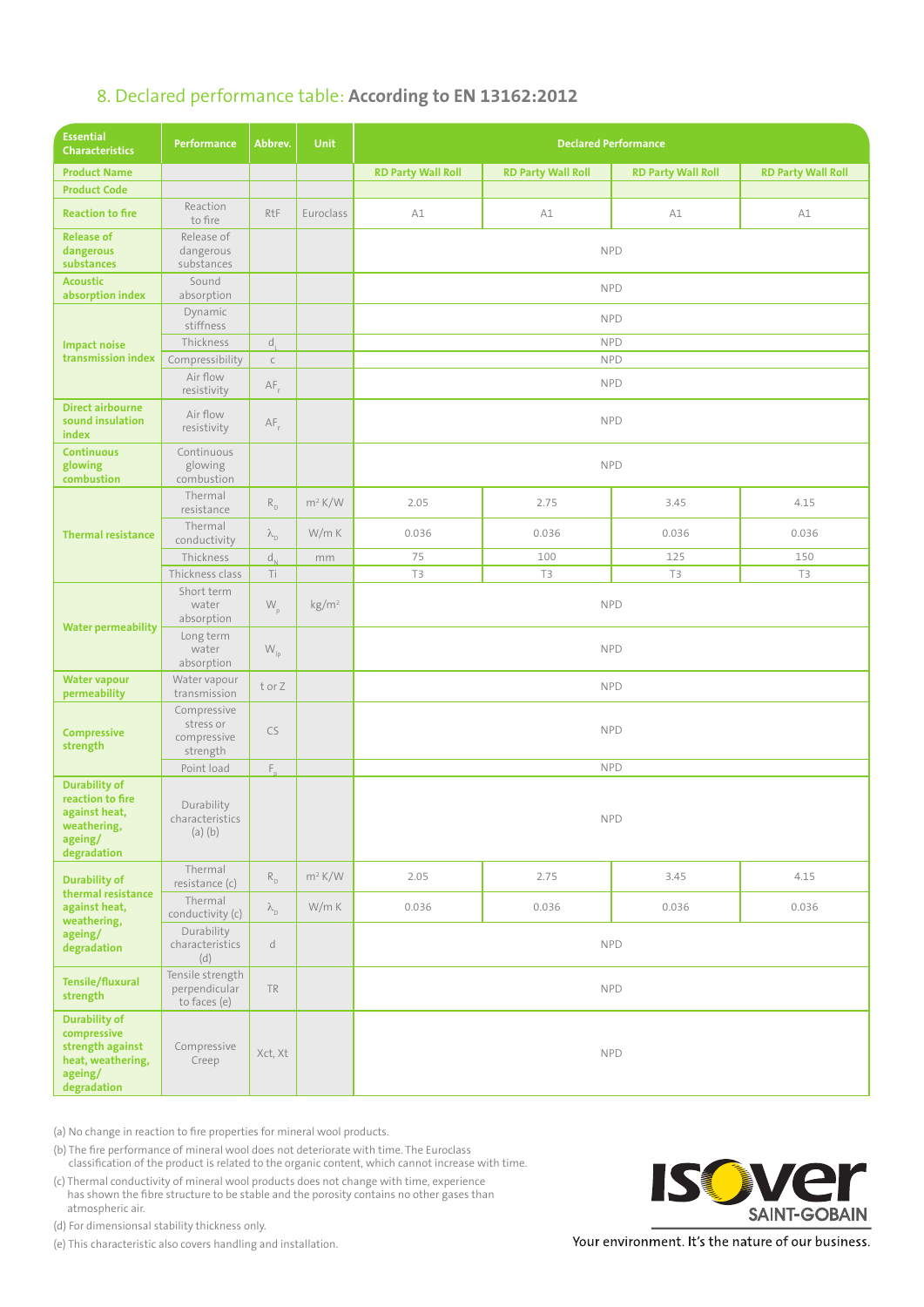## 8. Declared performance table: **According to EN 13162:2012**

| Essential Characteristics | Performance | Abbrev. | Unit | Declared Performance | | | |
|---|---|---|---|---|---|---|---|
| Product Name | | | | RD Party Wall Roll | RD Party Wall Roll | RD Party Wall Roll | RD Party Wall Roll |
| Product Code | | | | | | | |
| Reaction to fire | Reaction to fire | RtF | Euroclass | A1 | A1 | A1 | A1 |
| Release of dangerous substances | Release of dangerous substances | | | NPD | | | |
| Acoustic absorption index | Sound absorption | | | NPD | | | |
| Impact noise transmission index | Dynamic stiffness | | | NPD | | | |
| | Thickness | $d_L$ | | NPD | | | |
| | Compressibility | c | | NPD | | | |
| | Air flow resistivity | $AF_r$ | | NPD | | | |
| Direct airbourne sound insulation index | Air flow resistivity | $AF_r$ | | NPD | | | |
| Continuous glowing combustion | Continuous glowing combustion | | | NPD | | | |
| Thermal resistance | Thermal resistance | $R_D$ | $m^2$ K/W | 2.05 | 2.75 | 3.45 | 4.15 |
| | Thermal conductivity | $\lambda_D$ | W/m K | 0.036 | 0.036 | 0.036 | 0.036 |
| | Thickness | $d_N$ | mm | 75 | 100 | 125 | 150 |
| | Thickness class | Ti | | T3 | T3 | T3 | T3 |
| Water permeability | Short term water absorption | $W_p$ | kg/$m^2$ | NPD | | | |
| | Long term water absorption | $W_{lp}$ | | NPD | | | |
| Water vapour permeability | Water vapour transmission | t or Z | | NPD | | | |
| Compressive strength | Compressive stress or compressive strength | CS | | NPD | | | |
| | Point load | $F_p$ | | NPD | | | |
| Durability of reaction to fire against heat, weathering, ageing/ degradation | Durability characteristics (a) (b) | | | NPD | | | |
| Durability of thermal resistance against heat, weathering, ageing/ degradation | Thermal resistance (c) | $R_D$ | $m^2$ K/W | 2.05 | 2.75 | 3.45 | 4.15 |
| | Thermal conductivity (c) | $\lambda_D$ | W/m K | 0.036 | 0.036 | 0.036 | 0.036 |
| | Durability characteristics (d) | d | | NPD | | | |
| Tensile/fluxural strength | Tensile strength perpendicular to faces (e) | TR | | NPD | | | |
| Durability of compressive strength against heat, weathering, ageing/ degradation | Compressive Creep | Xct, Xt | | NPD | | | |

(a) No change in reaction to fire properties for mineral wool products.

(b) The fire performance of mineral wool does not deteriorate with time. The Euroclass classification of the product is related to the organic content, which cannot increase with time.

(c) Thermal conductivity of mineral wool products does not change with time, experience has shown the fibre structure to be stable and the porosity contains no other gases than atmospheric air.

(d) For dimensonsal stability thickness only.

(e) This characteristic also covers handling and installation.

ISOVER SAINT-GOBAIN

Your environment. It's the nature of our business.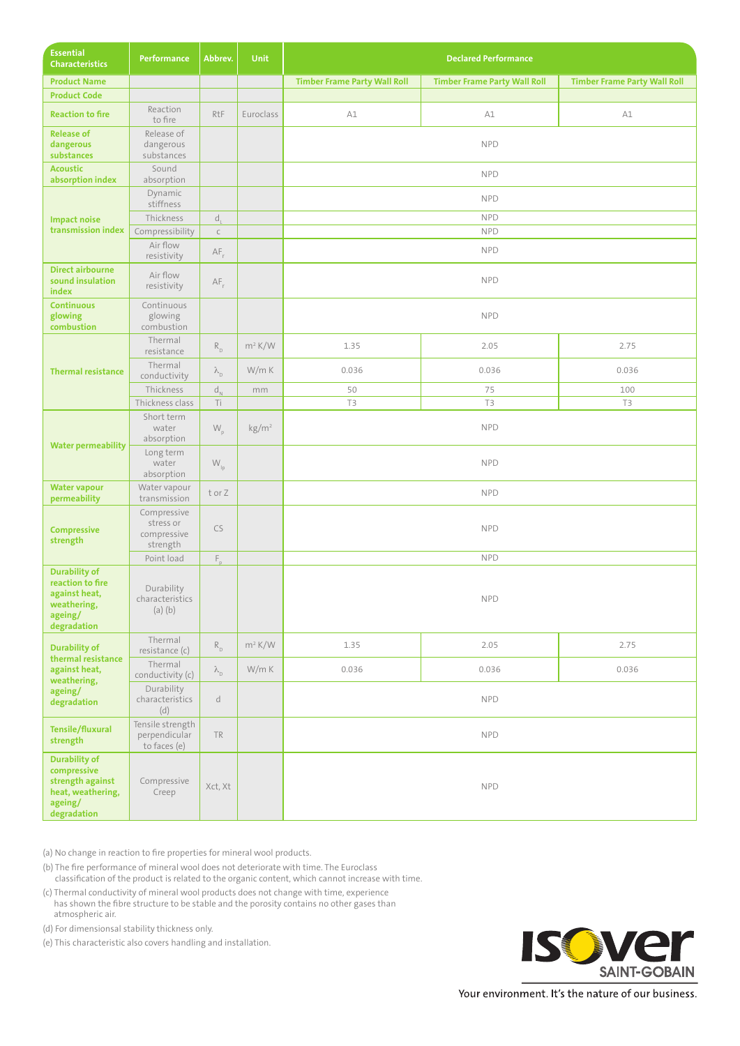| Essential Characteristics | Performance | Abbrev. | Unit | Declared Performance | | |
|---|---|---|---|---|---|---|
| Product Name | | | | Timber Frame Party Wall Roll | Timber Frame Party Wall Roll | Timber Frame Party Wall Roll |
| Product Code | | | | | | |
| Reaction to fire | Reaction to fire | RtF | Euroclass | A1 | A1 | A1 |
| Release of dangerous substances | Release of dangerous substances | | | NPD | | |
| Acoustic absorption index | Sound absorption | | | NPD | | |
| Impact noise transmission index | Dynamic stiffness | | | NPD | | |
| | Thickness | $d_L$ | | NPD | | |
| | Compressibility | c | | NPD | | |
| | Air flow resistivity | $AF_r$ | | NPD | | |
| Direct airbourne sound insulation index | Air flow resistivity | $AF_r$ | | NPD | | |
| Continuous glowing combustion | Continuous glowing combustion | | | NPD | | |
| Thermal resistance | Thermal resistance | $R_D$ | $m^2$ K/W | 1.35 | 2.05 | 2.75 |
| | Thermal conductivity | $\lambda_D$ | W/m K | 0.036 | 0.036 | 0.036 |
| | Thickness | $d_N$ | mm | 50 | 75 | 100 |
| | Thickness class | Ti | | T3 | T3 | T3 |
| Water permeability | Short term water absorption | $W_p$ | kg/$m^2$ | NPD | | |
| | Long term water absorption | $W_{lp}$ | | NPD | | |
| Water vapour permeability | Water vapour transmission | t or Z | | NPD | | |
| Compressive strength | Compressive stress or compressive strength | CS | | NPD | | |
| | Point load | $F_p$ | | NPD | | |
| Durability of reaction to fire against heat, weathering, ageing/ degradation | Durability characteristics (a) (b) | | | NPD | | |
| Durability of thermal resistance against heat, weathering, ageing/ degradation | Thermal resistance (c) | $R_D$ | $m^2$ K/W | 1.35 | 2.05 | 2.75 |
| | Thermal conductivity (c) | $\lambda_D$ | W/m K | 0.036 | 0.036 | 0.036 |
| | Durability characteristics (d) | d | | NPD | | |
| Tensile/fluxural strength | Tensile strength perpendicular to faces (e) | TR | | NPD | | |
| Durability of compressive strength against heat, weathering, ageing/ degradation | Compressive Creep | Xct, Xt | | NPD | | |

(a) No change in reaction to fire properties for mineral wool products.

(b) The fire performance of mineral wool does not deteriorate with time. The Euroclass classification of the product is related to the organic content, which cannot increase with time.

(c) Thermal conductivity of mineral wool products does not change with time, experience has shown the fibre structure to be stable and the porosity contains no other gases than atmospheric air.

(d) For dimensionsal stability thickness only.

(e) This characteristic also covers handling and installation.

ISOVER SAINT-GOBAIN

Your environment. It's the nature of our business.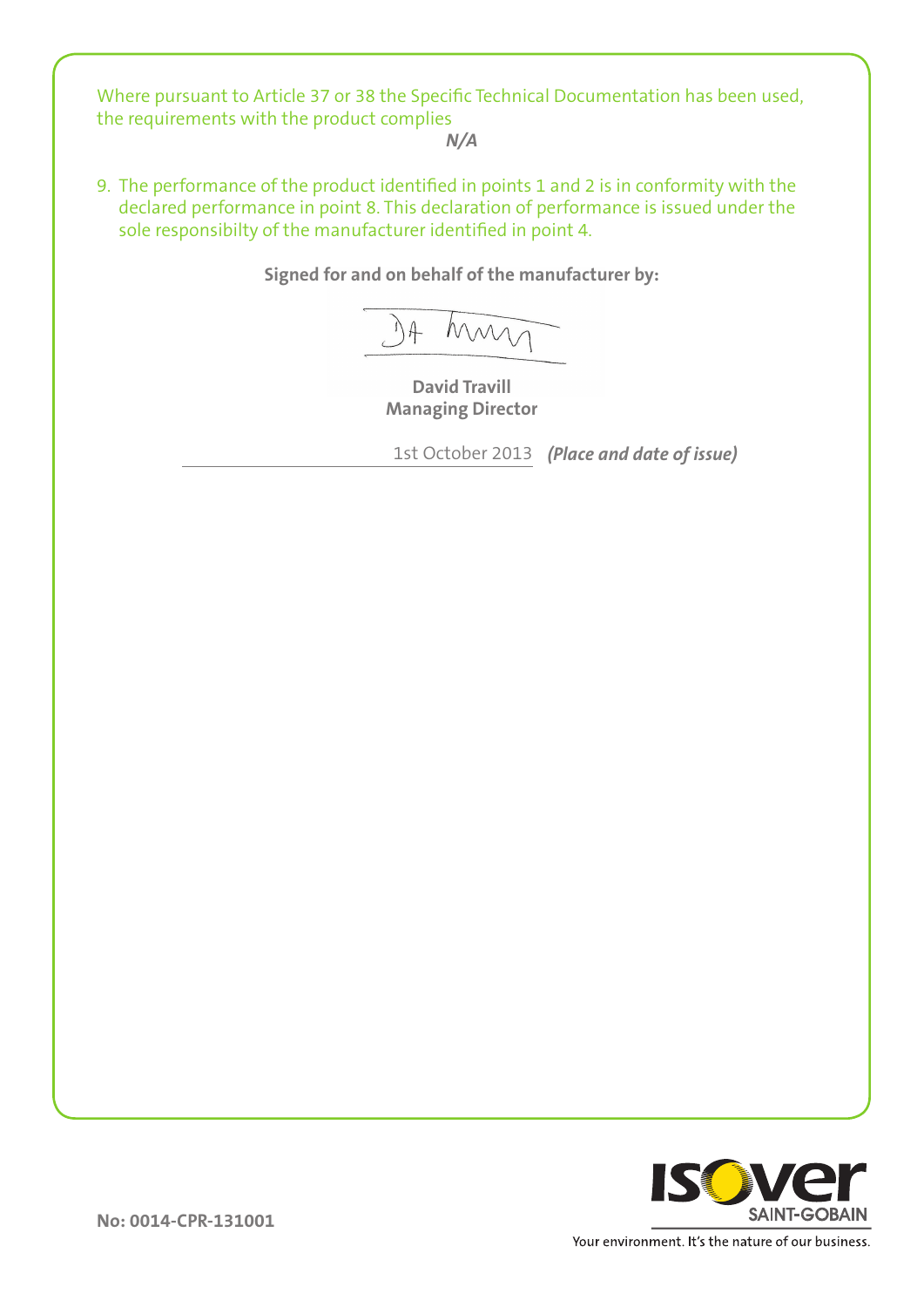Where pursuant to Article 37 or 38 the Specific Technical Documentation has been used, the requirements with the product complies

*N/A*

9. The performance of the product identified in points 1 and 2 is in conformity with the declared performance in point 8. This declaration of performance is issued under the sole responsibilty of the manufacturer identified in point 4.

**Signed for and on behalf of the manufacturer by:**

**David Travill**
**Managing Director**

1st October 2013 *(Place and date of issue)*

**No: 0014-CPR-131001**

ISOVER SAINT-GOBAIN

Your environment. It's the nature of our business.